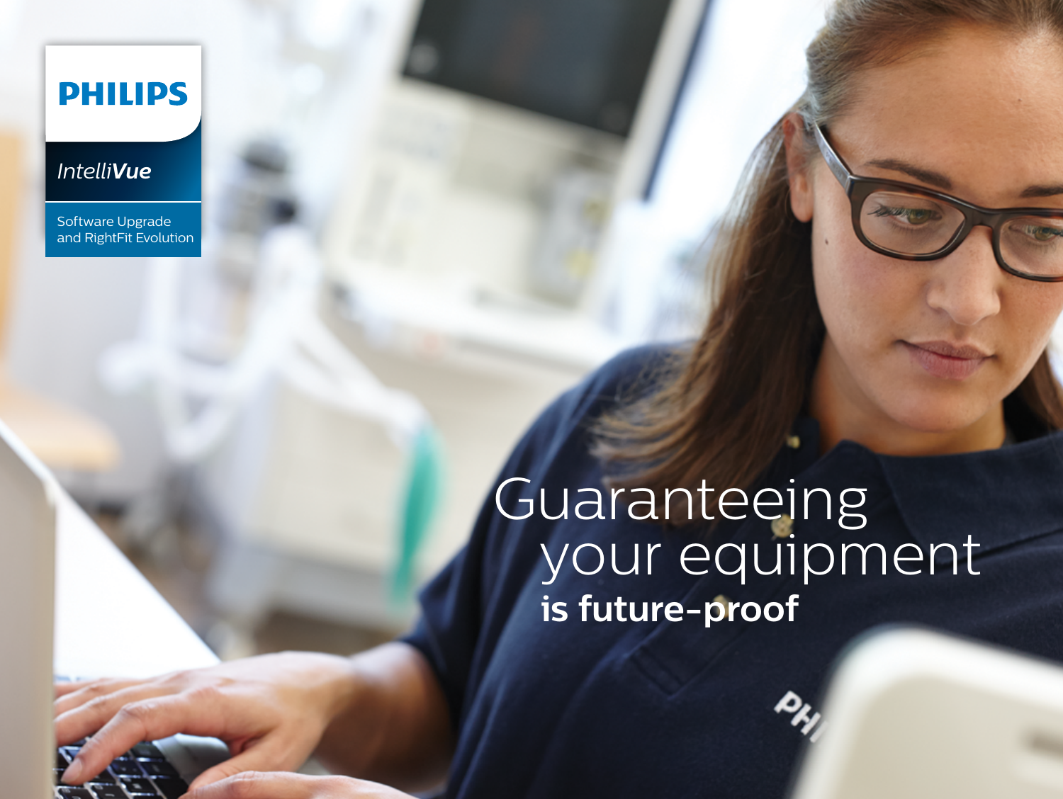PHILIPS

*Intelli**Vue***

Software Upgrade and RightFit Evolution

# Guaranteeing your equipment **is future-proof**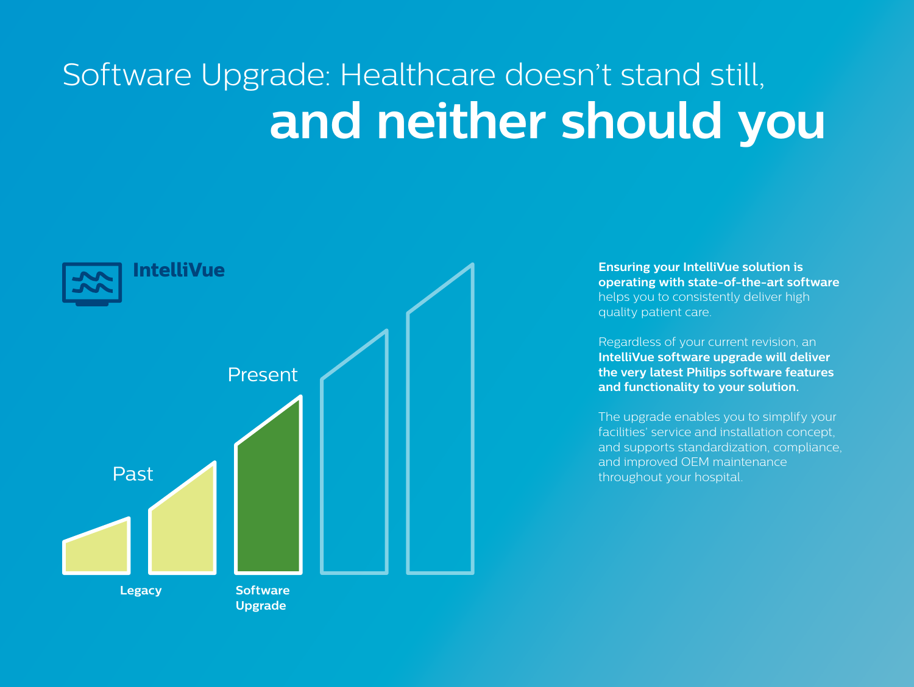# Software Upgrade: Healthcare doesn't stand still, **and neither should you**

IntelliVue

Past

Present

Legacy

Software Upgrade

**Ensuring your IntelliVue solution is operating with state-of-the-art software** helps you to consistently deliver high quality patient care.

Regardless of your current revision, an **IntelliVue software upgrade will deliver the very latest Philips software features and functionality to your solution.**

The upgrade enables you to simplify your facilities' service and installation concept, and supports standardization, compliance, and improved OEM maintenance throughout your hospital.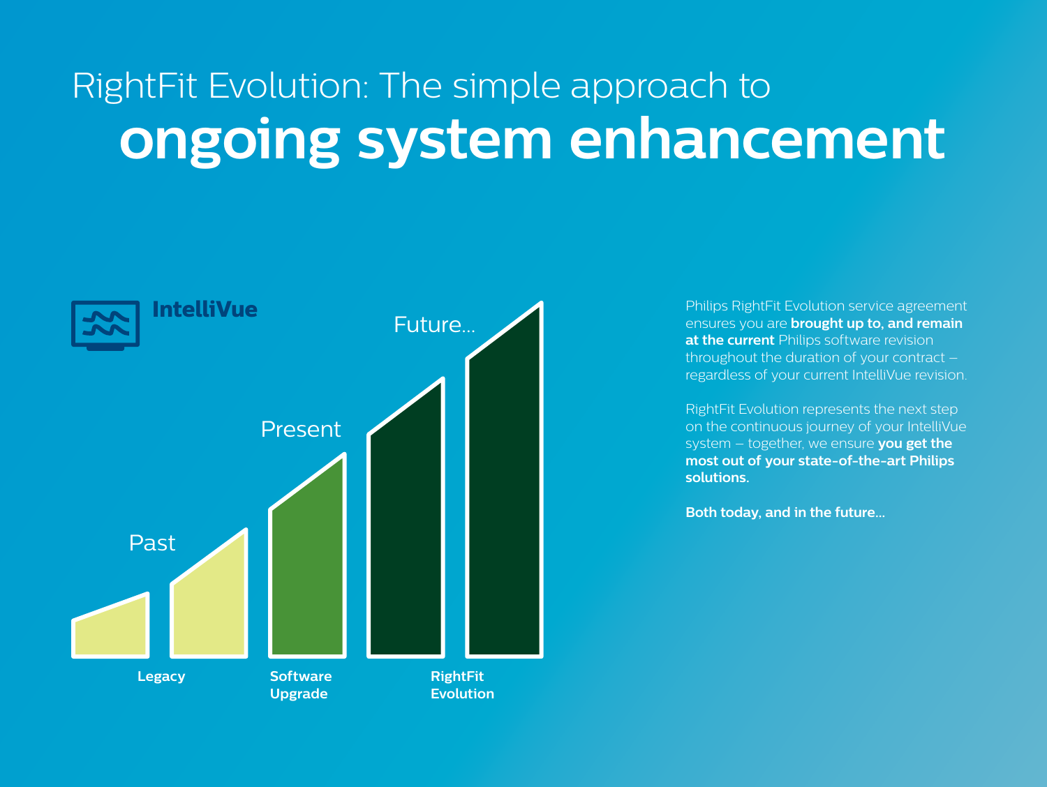# RightFit Evolution: The simple approach to **ongoing system enhancement**

IntelliVue

Past

Present

Future...

Legacy

Software Upgrade

RightFit Evolution

Philips RightFit Evolution service agreement ensures you are **brought up to, and remain at the current** Philips software revision throughout the duration of your contract – regardless of your current IntelliVue revision.

RightFit Evolution represents the next step on the continuous journey of your IntelliVue system – together, we ensure **you get the most out of your state-of-the-art Philips solutions.**

**Both today, and in the future...**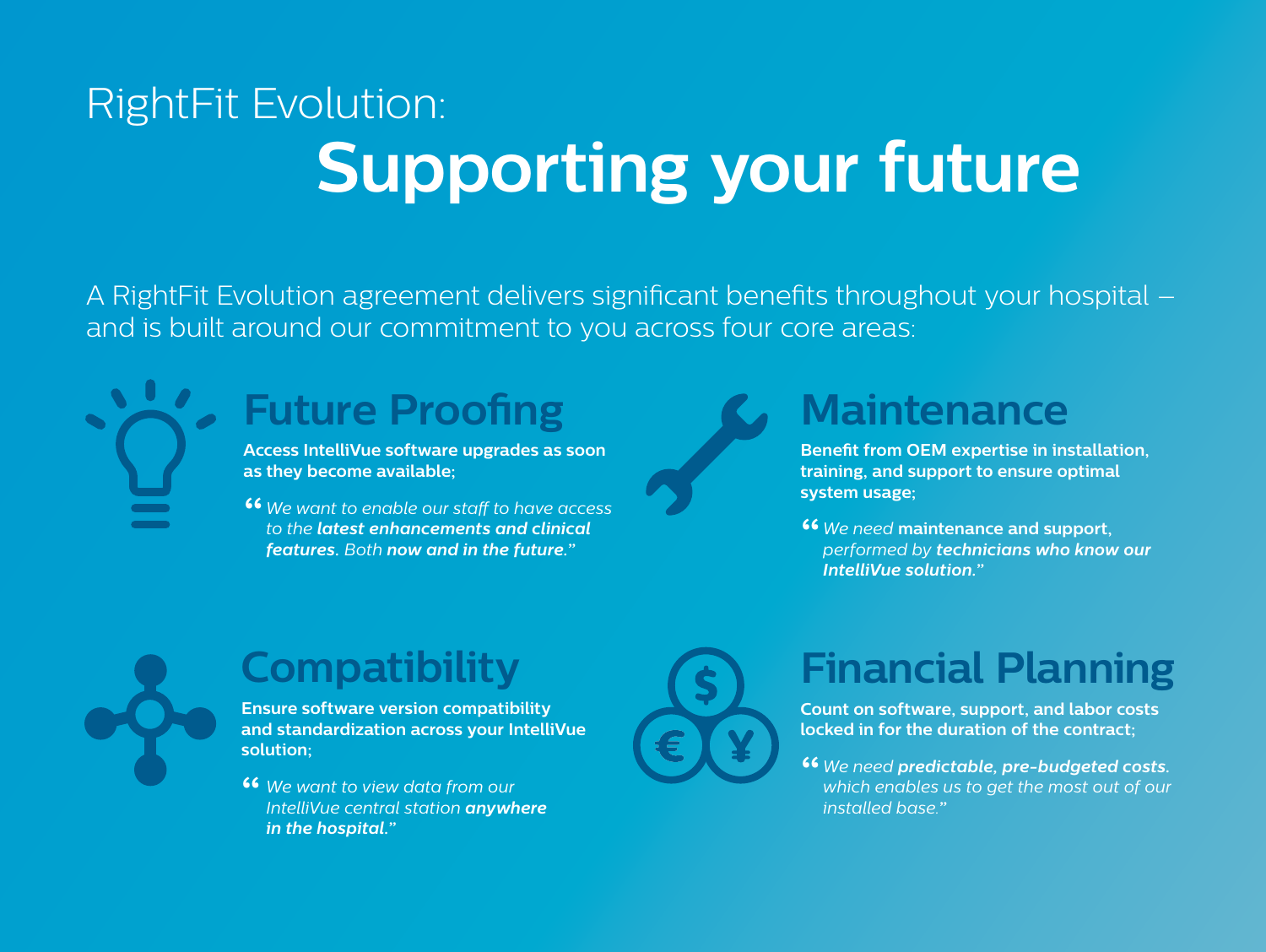RightFit Evolution:

# Supporting your future

A RightFit Evolution agreement delivers significant benefits throughout your hospital – and is built around our commitment to you across four core areas:

## Future Proofing

**Access IntelliVue software upgrades as soon as they become available;**

> *"We want to enable our staff to have access to the **latest enhancements and clinical features**. Both **now and in the future**."*

## Maintenance

**Benefit from OEM expertise in installation, training, and support to ensure optimal system usage;**

> *"We need* **maintenance and support,** *performed by **technicians who know our IntelliVue solution**."*

## Compatibility

**Ensure software version compatibility and standardization across your IntelliVue solution;**

> *"We want to view data from our IntelliVue central station **anywhere in the hospital**."*

## Financial Planning

**Count on software, support, and labor costs locked in for the duration of the contract;**

> *"We need **predictable, pre-budgeted costs**. which enables us to get the most out of our installed base."*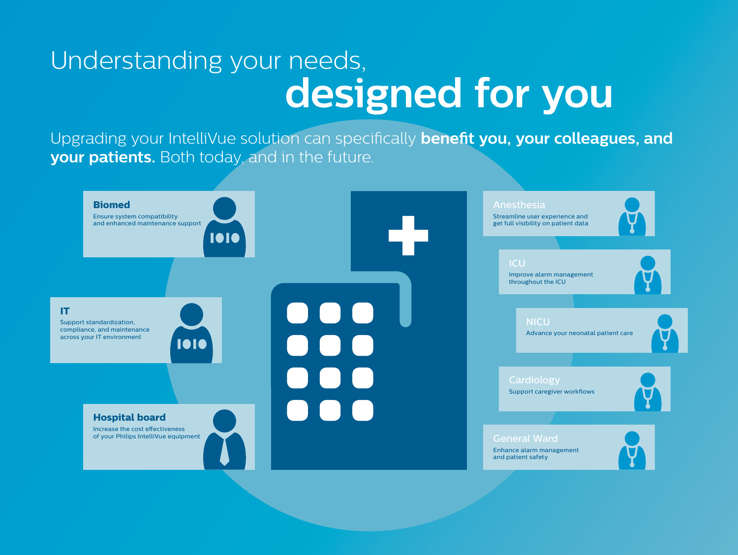# Understanding your needs, **designed for you**

Upgrading your IntelliVue solution can specifically **benefit you, your colleagues, and your patients.** Both today, and in the future.

### Biomed
Ensure system compatibility and enhanced maintenance support

### IT
Support standardization, compliance, and maintenance across your IT environment

### Hospital board
Increase the cost effectiveness of your Philips IntelliVue equipment

### Anesthesia
Streamline user experience and get full visibility on patient data

### ICU
Improve alarm management throughout the ICU

### NICU
Advance your neonatal patient care

### Cardiology
Support caregiver workflows

### General Ward
Enhance alarm management and patient safety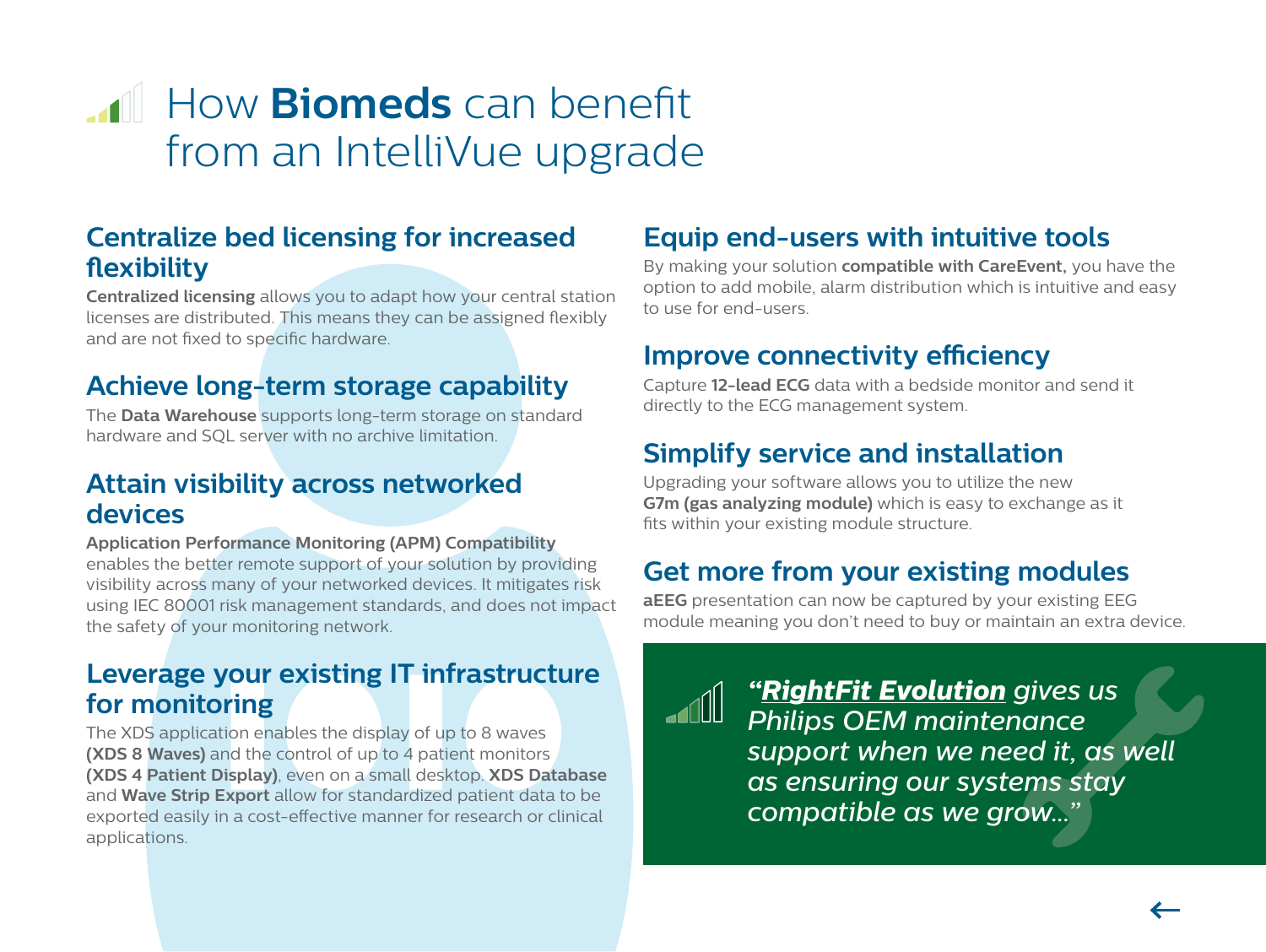# How **Biomeds** can benefit from an IntelliVue upgrade

## Centralize bed licensing for increased flexibility

**Centralized licensing** allows you to adapt how your central station licenses are distributed. This means they can be assigned flexibly and are not fixed to specific hardware.

## Achieve long-term storage capability

The **Data Warehouse** supports long-term storage on standard hardware and SQL server with no archive limitation.

## Attain visibility across networked devices

**Application Performance Monitoring (APM) Compatibility** enables the better remote support of your solution by providing visibility across many of your networked devices. It mitigates risk using IEC 80001 risk management standards, and does not impact the safety of your monitoring network.

## Leverage your existing IT infrastructure for monitoring

The XDS application enables the display of up to 8 waves **(XDS 8 Waves)** and the control of up to 4 patient monitors **(XDS 4 Patient Display)**, even on a small desktop. **XDS Database** and **Wave Strip Export** allow for standardized patient data to be exported easily in a cost-effective manner for research or clinical applications.

## Equip end-users with intuitive tools

By making your solution **compatible with CareEvent,** you have the option to add mobile, alarm distribution which is intuitive and easy to use for end-users.

## Improve connectivity efficiency

Capture **12-lead ECG** data with a bedside monitor and send it directly to the ECG management system.

## Simplify service and installation

Upgrading your software allows you to utilize the new **G7m (gas analyzing module)** which is easy to exchange as it fits within your existing module structure.

## Get more from your existing modules

**aEEG** presentation can now be captured by your existing EEG module meaning you don't need to buy or maintain an extra device.

> *"**RightFit Evolution** gives us Philips OEM maintenance support when we need it, as well as ensuring our systems stay compatible as we grow..."*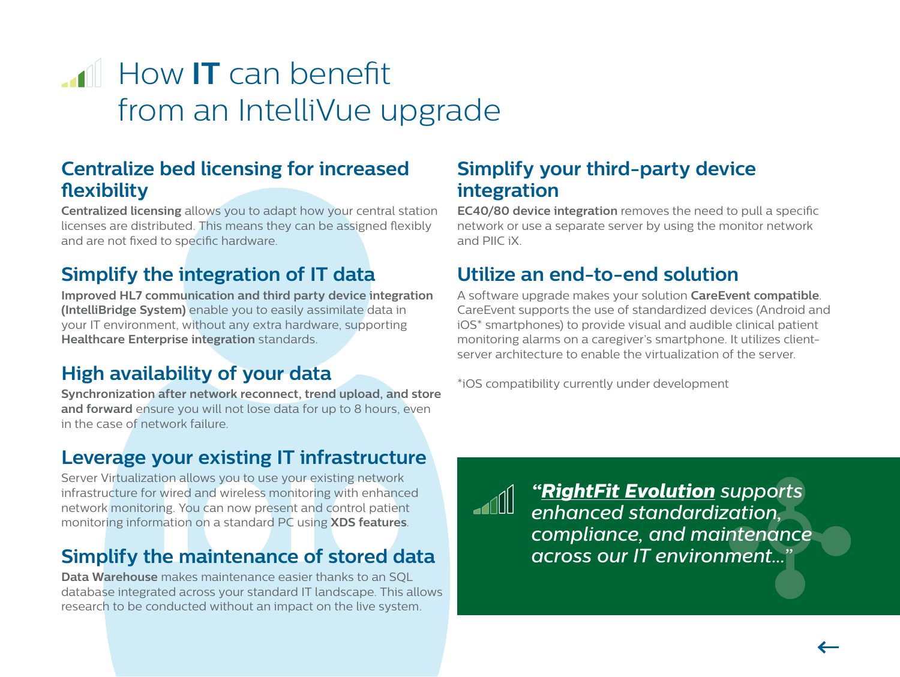# How **IT** can benefit from an IntelliVue upgrade

## Centralize bed licensing for increased flexibility

**Centralized licensing** allows you to adapt how your central station licenses are distributed. This means they can be assigned flexibly and are not fixed to specific hardware.

## Simplify the integration of IT data

**Improved HL7 communication and third party device integration (IntelliBridge System)** enable you to easily assimilate data in your IT environment, without any extra hardware, supporting **Healthcare Enterprise integration** standards.

## High availability of your data

**Synchronization after network reconnect, trend upload, and store and forward** ensure you will not lose data for up to 8 hours, even in the case of network failure.

## Leverage your existing IT infrastructure

Server Virtualization allows you to use your existing network infrastructure for wired and wireless monitoring with enhanced network monitoring. You can now present and control patient monitoring information on a standard PC using **XDS features**.

## Simplify the maintenance of stored data

**Data Warehouse** makes maintenance easier thanks to an SQL database integrated across your standard IT landscape. This allows research to be conducted without an impact on the live system.

## Simplify your third-party device integration

**EC40/80 device integration** removes the need to pull a specific network or use a separate server by using the monitor network and PIIC iX.

## Utilize an end-to-end solution

A software upgrade makes your solution **CareEvent compatible**. CareEvent supports the use of standardized devices (Android and iOS* smartphones) to provide visual and audible clinical patient monitoring alarms on a caregiver's smartphone. It utilizes client-server architecture to enable the virtualization of the server.

*iOS compatibility currently under development

> *"**RightFit Evolution** supports enhanced standardization, compliance, and maintenance across our IT environment..."*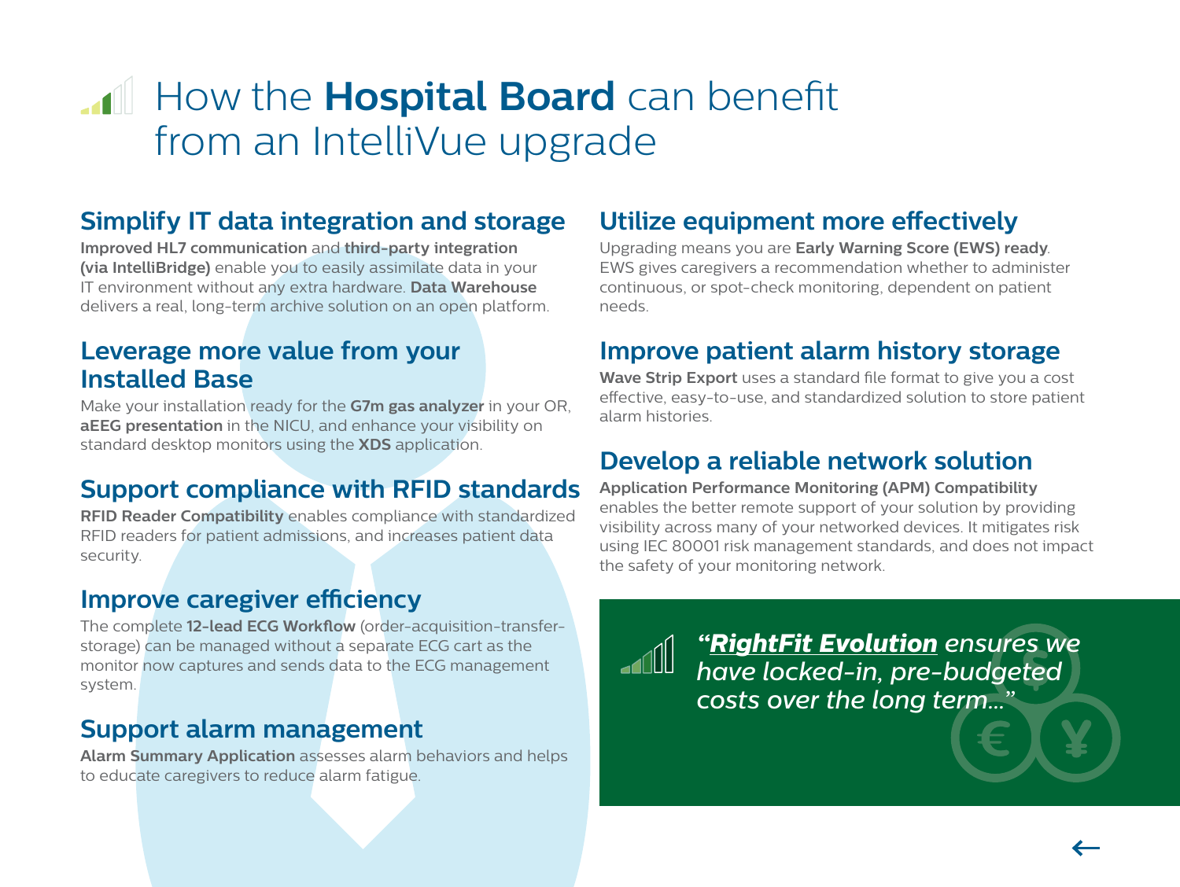# How the **Hospital Board** can benefit from an IntelliVue upgrade

## Simplify IT data integration and storage

**Improved HL7 communication** and **third-party integration (via IntelliBridge)** enable you to easily assimilate data in your IT environment without any extra hardware. **Data Warehouse** delivers a real, long-term archive solution on an open platform.

## Leverage more value from your Installed Base

Make your installation ready for the **G7m gas analyzer** in your OR, **aEEG presentation** in the NICU, and enhance your visibility on standard desktop monitors using the **XDS** application.

## Support compliance with RFID standards

**RFID Reader Compatibility** enables compliance with standardized RFID readers for patient admissions, and increases patient data security.

## Improve caregiver efficiency

The complete **12-lead ECG Workflow** (order-acquisition-transfer-storage) can be managed without a separate ECG cart as the monitor now captures and sends data to the ECG management system.

## Support alarm management

**Alarm Summary Application** assesses alarm behaviors and helps to educate caregivers to reduce alarm fatigue.

## Utilize equipment more effectively

Upgrading means you are **Early Warning Score (EWS) ready**. EWS gives caregivers a recommendation whether to administer continuous, or spot-check monitoring, dependent on patient needs.

## Improve patient alarm history storage

**Wave Strip Export** uses a standard file format to give you a cost effective, easy-to-use, and standardized solution to store patient alarm histories.

## Develop a reliable network solution

**Application Performance Monitoring (APM) Compatibility** enables the better remote support of your solution by providing visibility across many of your networked devices. It mitigates risk using IEC 80001 risk management standards, and does not impact the safety of your monitoring network.

*"**RightFit Evolution** ensures we have locked-in, pre-budgeted costs over the long term..."*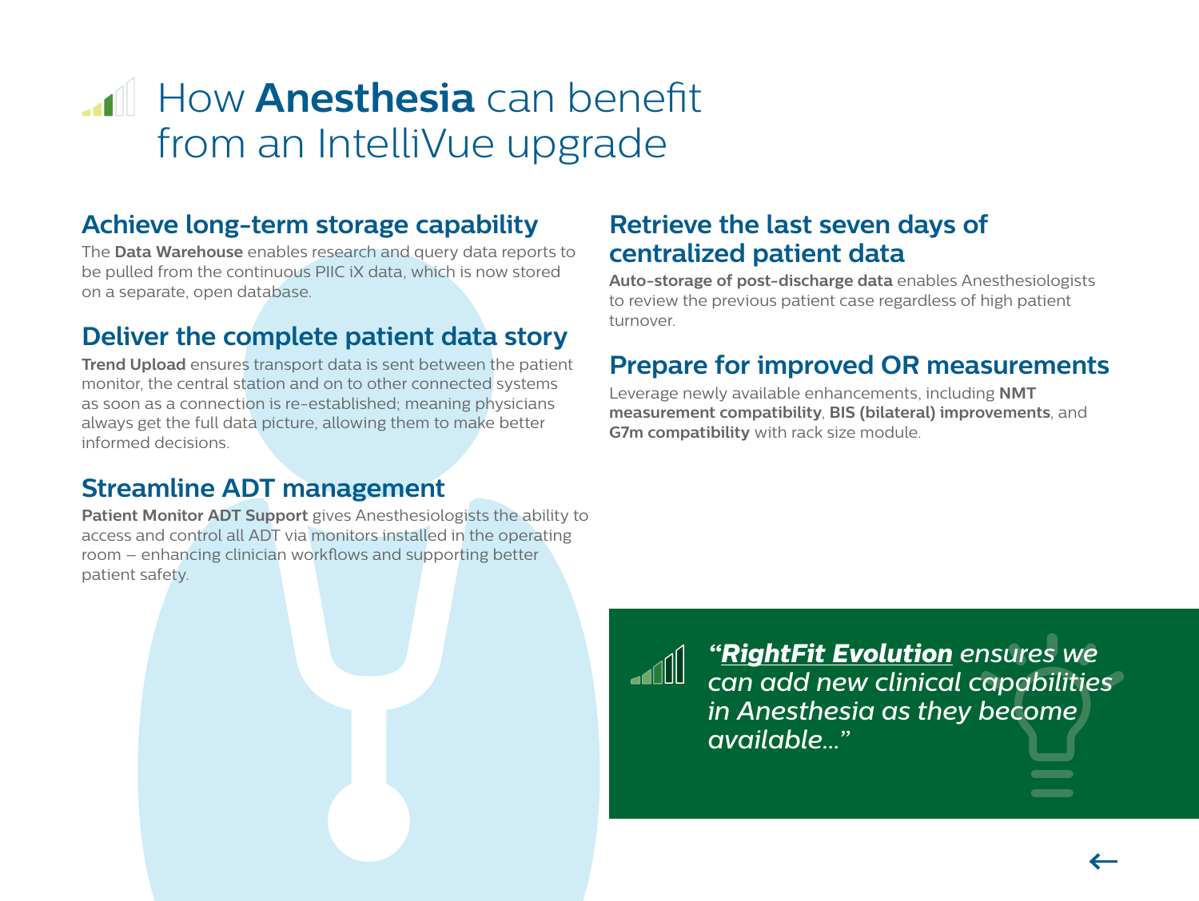# How **Anesthesia** can benefit from an IntelliVue upgrade

## Achieve long-term storage capability

The **Data Warehouse** enables research and query data reports to be pulled from the continuous PIIC iX data, which is now stored on a separate, open database.

## Deliver the complete patient data story

**Trend Upload** ensures transport data is sent between the patient monitor, the central station and on to other connected systems as soon as a connection is re-established; meaning physicians always get the full data picture, allowing them to make better informed decisions.

## Streamline ADT management

**Patient Monitor ADT Support** gives Anesthesiologists the ability to access and control all ADT via monitors installed in the operating room – enhancing clinician workflows and supporting better patient safety.

## Retrieve the last seven days of centralized patient data

**Auto-storage of post-discharge data** enables Anesthesiologists to review the previous patient case regardless of high patient turnover.

## Prepare for improved OR measurements

Leverage newly available enhancements, including **NMT measurement compatibility**, **BIS (bilateral) improvements**, and **G7m compatibility** with rack size module.

*"**RightFit Evolution** ensures we can add new clinical capabilities in Anesthesia as they become available..."*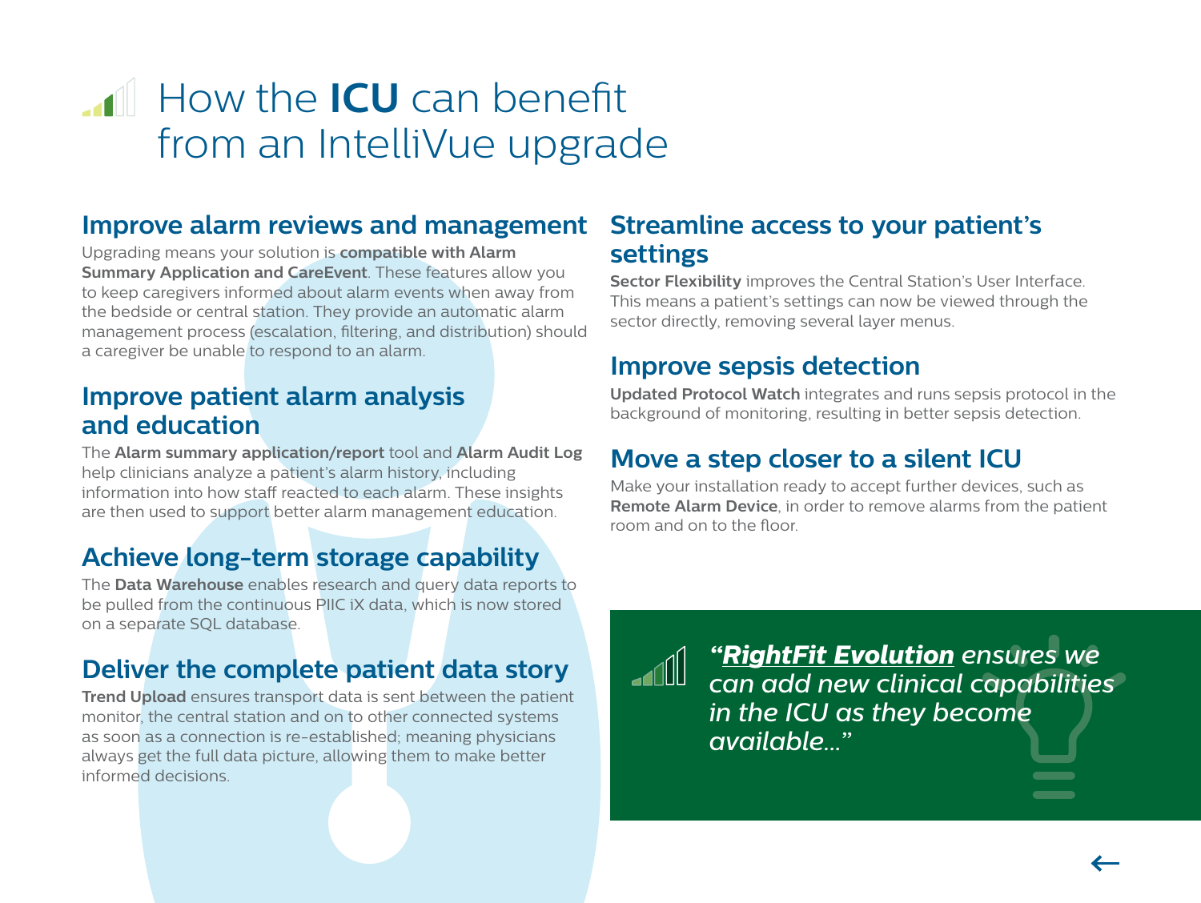# How the **ICU** can benefit from an IntelliVue upgrade

## Improve alarm reviews and management

Upgrading means your solution is **compatible with Alarm Summary Application and CareEvent**. These features allow you to keep caregivers informed about alarm events when away from the bedside or central station. They provide an automatic alarm management process (escalation, filtering, and distribution) should a caregiver be unable to respond to an alarm.

## Improve patient alarm analysis and education

The **Alarm summary application/report** tool and **Alarm Audit Log** help clinicians analyze a patient's alarm history, including information into how staff reacted to each alarm. These insights are then used to support better alarm management education.

## Achieve long-term storage capability

The **Data Warehouse** enables research and query data reports to be pulled from the continuous PIIC iX data, which is now stored on a separate SQL database.

## Deliver the complete patient data story

**Trend Upload** ensures transport data is sent between the patient monitor, the central station and on to other connected systems as soon as a connection is re-established; meaning physicians always get the full data picture, allowing them to make better informed decisions.

## Streamline access to your patient's settings

**Sector Flexibility** improves the Central Station's User Interface. This means a patient's settings can now be viewed through the sector directly, removing several layer menus.

## Improve sepsis detection

**Updated Protocol Watch** integrates and runs sepsis protocol in the background of monitoring, resulting in better sepsis detection.

## Move a step closer to a silent ICU

Make your installation ready to accept further devices, such as **Remote Alarm Device**, in order to remove alarms from the patient room and on to the floor.

*"**RightFit Evolution** ensures we can add new clinical capabilities in the ICU as they become available..."*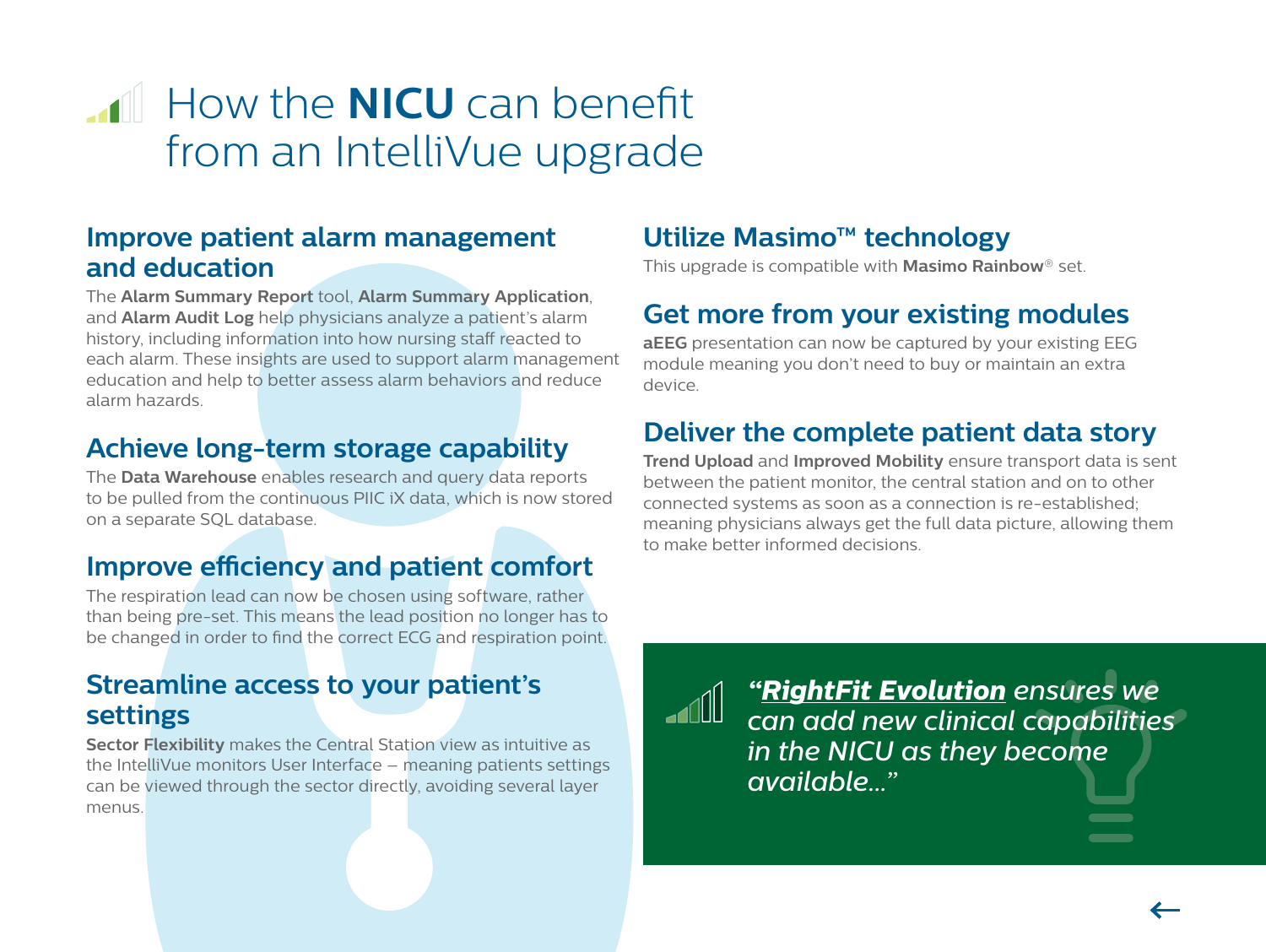# How the **NICU** can benefit from an IntelliVue upgrade

## Improve patient alarm management and education

The **Alarm Summary Report** tool, **Alarm Summary Application**, and **Alarm Audit Log** help physicians analyze a patient's alarm history, including information into how nursing staff reacted to each alarm. These insights are used to support alarm management education and help to better assess alarm behaviors and reduce alarm hazards.

## Achieve long-term storage capability

The **Data Warehouse** enables research and query data reports to be pulled from the continuous PIIC iX data, which is now stored on a separate SQL database.

## Improve efficiency and patient comfort

The respiration lead can now be chosen using software, rather than being pre-set. This means the lead position no longer has to be changed in order to find the correct ECG and respiration point.

## Streamline access to your patient's settings

**Sector Flexibility** makes the Central Station view as intuitive as the IntelliVue monitors User Interface – meaning patients settings can be viewed through the sector directly, avoiding several layer menus.

## Utilize Masimo™ technology

This upgrade is compatible with **Masimo Rainbow**® set.

## Get more from your existing modules

**aEEG** presentation can now be captured by your existing EEG module meaning you don't need to buy or maintain an extra device.

## Deliver the complete patient data story

**Trend Upload** and **Improved Mobility** ensure transport data is sent between the patient monitor, the central station and on to other connected systems as soon as a connection is re-established; meaning physicians always get the full data picture, allowing them to make better informed decisions.

*"**RightFit Evolution** ensures we can add new clinical capabilities in the NICU as they become available..."*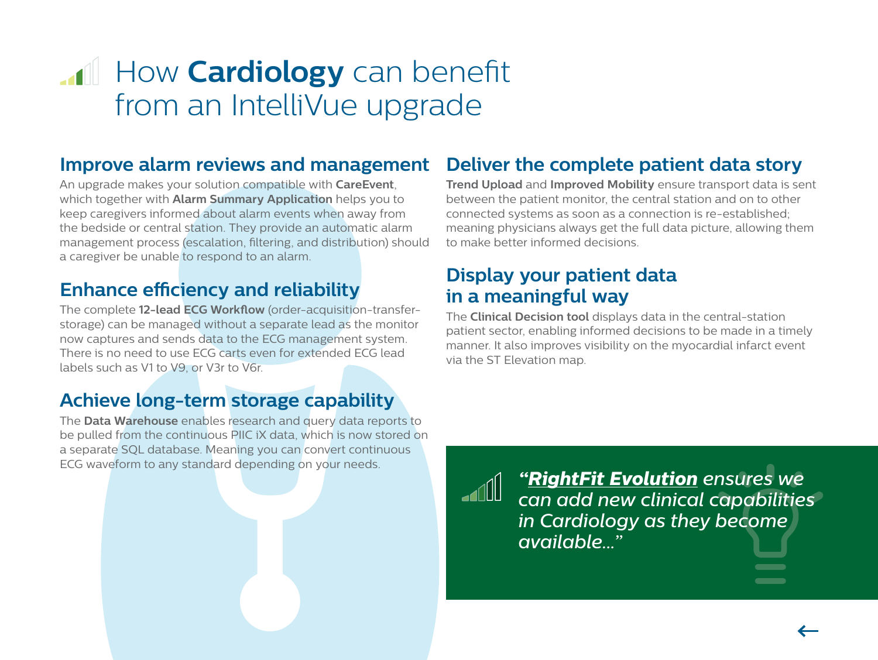# How **Cardiology** can benefit from an IntelliVue upgrade

## Improve alarm reviews and management

An upgrade makes your solution compatible with **CareEvent**, which together with **Alarm Summary Application** helps you to keep caregivers informed about alarm events when away from the bedside or central station. They provide an automatic alarm management process (escalation, filtering, and distribution) should a caregiver be unable to respond to an alarm.

## Enhance efficiency and reliability

The complete **12-lead ECG Workflow** (order-acquisition-transfer-storage) can be managed without a separate lead as the monitor now captures and sends data to the ECG management system. There is no need to use ECG carts even for extended ECG lead labels such as V1 to V9, or V3r to V6r.

## Achieve long-term storage capability

The **Data Warehouse** enables research and query data reports to be pulled from the continuous PIIC iX data, which is now stored on a separate SQL database. Meaning you can convert continuous ECG waveform to any standard depending on your needs.

## Deliver the complete patient data story

**Trend Upload** and **Improved Mobility** ensure transport data is sent between the patient monitor, the central station and on to other connected systems as soon as a connection is re-established; meaning physicians always get the full data picture, allowing them to make better informed decisions.

## Display your patient data in a meaningful way

The **Clinical Decision tool** displays data in the central-station patient sector, enabling informed decisions to be made in a timely manner. It also improves visibility on the myocardial infarct event via the ST Elevation map.

*"**RightFit Evolution** ensures we can add new clinical capabilities in Cardiology as they become available..."*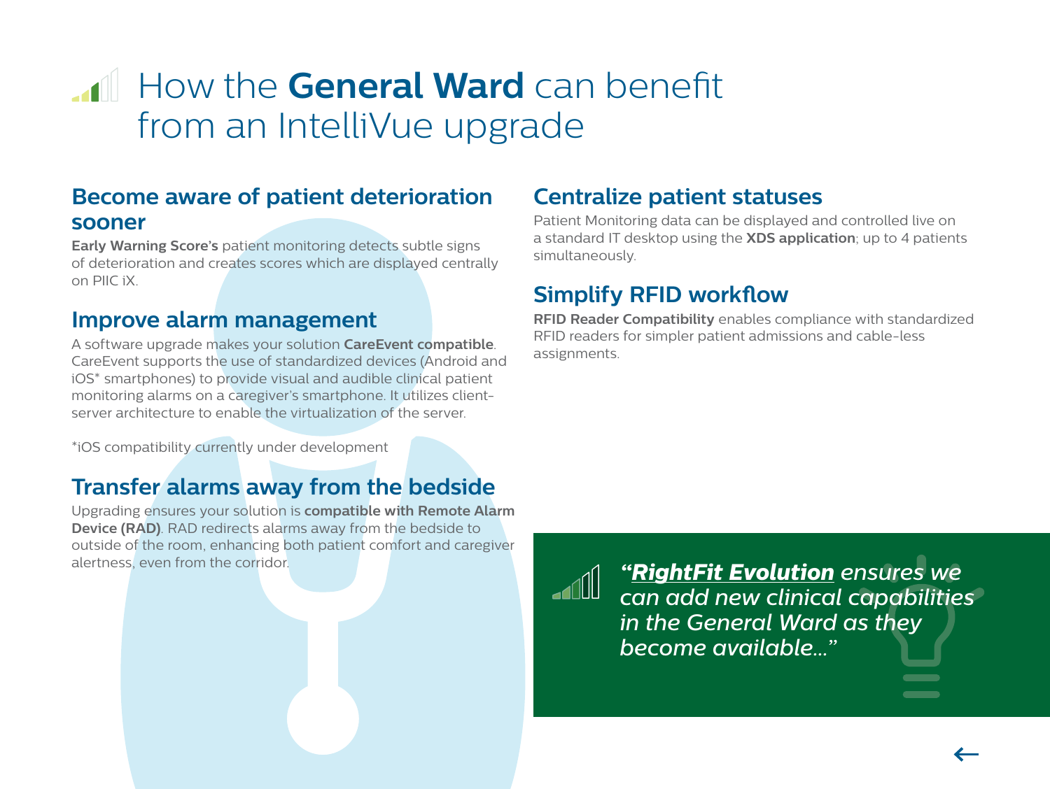# How the **General Ward** can benefit from an IntelliVue upgrade

## Become aware of patient deterioration sooner

**Early Warning Score's** patient monitoring detects subtle signs of deterioration and creates scores which are displayed centrally on PIIC iX.

## Improve alarm management

A software upgrade makes your solution **CareEvent compatible**. CareEvent supports the use of standardized devices (Android and iOS* smartphones) to provide visual and audible clinical patient monitoring alarms on a caregiver's smartphone. It utilizes client-server architecture to enable the virtualization of the server.

*iOS compatibility currently under development

## Transfer alarms away from the bedside

Upgrading ensures your solution is **compatible with Remote Alarm Device (RAD)**. RAD redirects alarms away from the bedside to outside of the room, enhancing both patient comfort and caregiver alertness, even from the corridor.

## Centralize patient statuses

Patient Monitoring data can be displayed and controlled live on a standard IT desktop using the **XDS application**; up to 4 patients simultaneously.

## Simplify RFID workflow

**RFID Reader Compatibility** enables compliance with standardized RFID readers for simpler patient admissions and cable-less assignments.

> *"**RightFit Evolution** ensures we can add new clinical capabilities in the General Ward as they become available..."*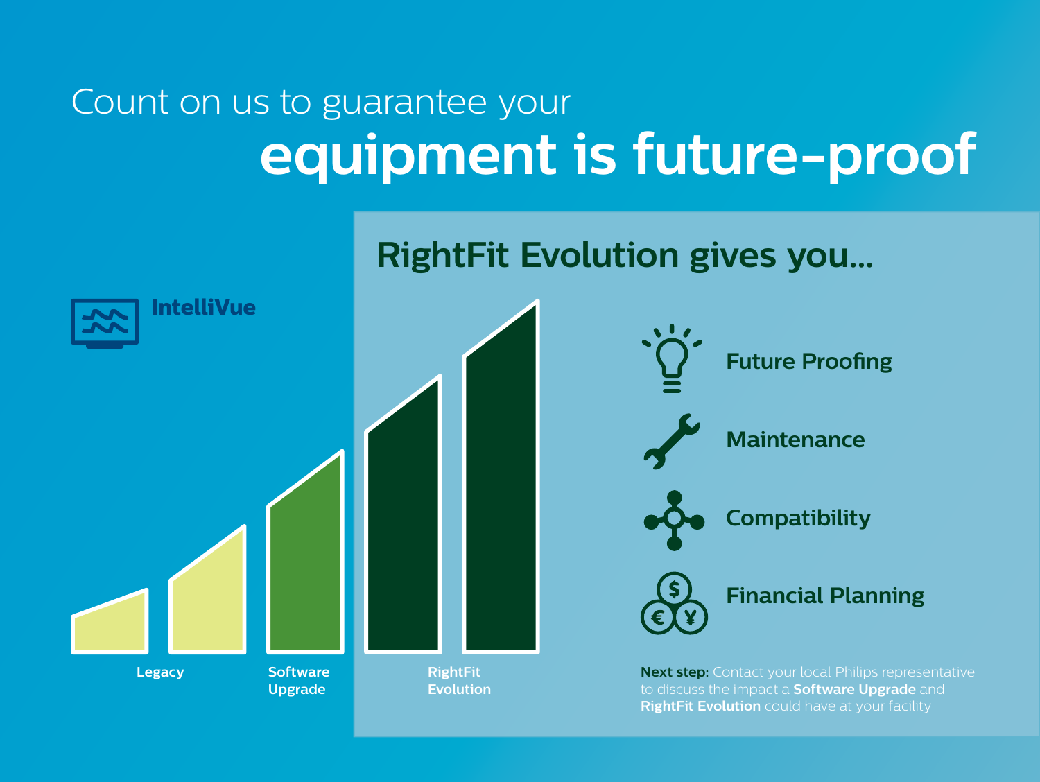# Count on us to guarantee your **equipment is future-proof**

## RightFit Evolution gives you...

IntelliVue

Legacy

Software Upgrade

RightFit Evolution

- Future Proofing
- Maintenance
- Compatibility
- Financial Planning

**Next step:** Contact your local Philips representative to discuss the impact a **Software Upgrade** and **RightFit Evolution** could have at your facility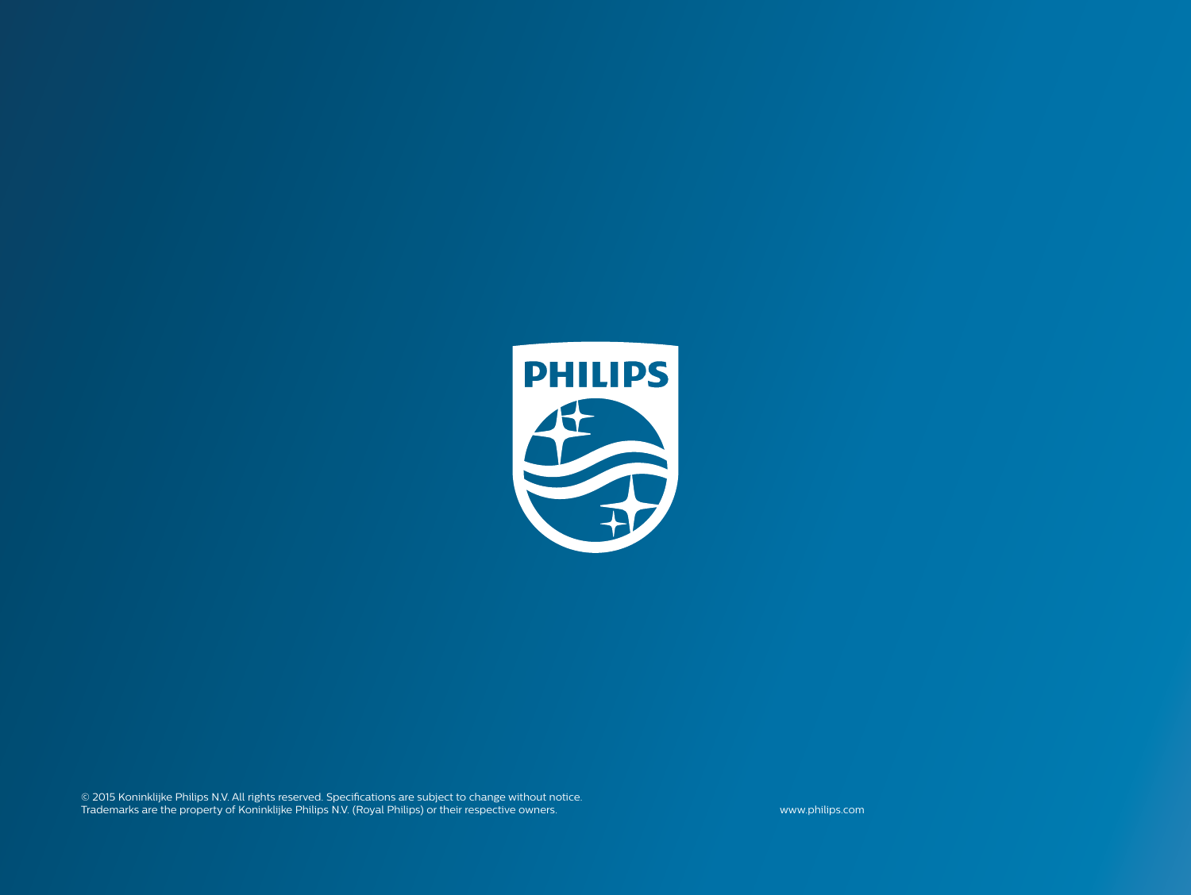PHILIPS

© 2015 Koninklijke Philips N.V. All rights reserved. Specifications are subject to change without notice.
Trademarks are the property of Koninklijke Philips N.V. (Royal Philips) or their respective owners.

www.philips.com